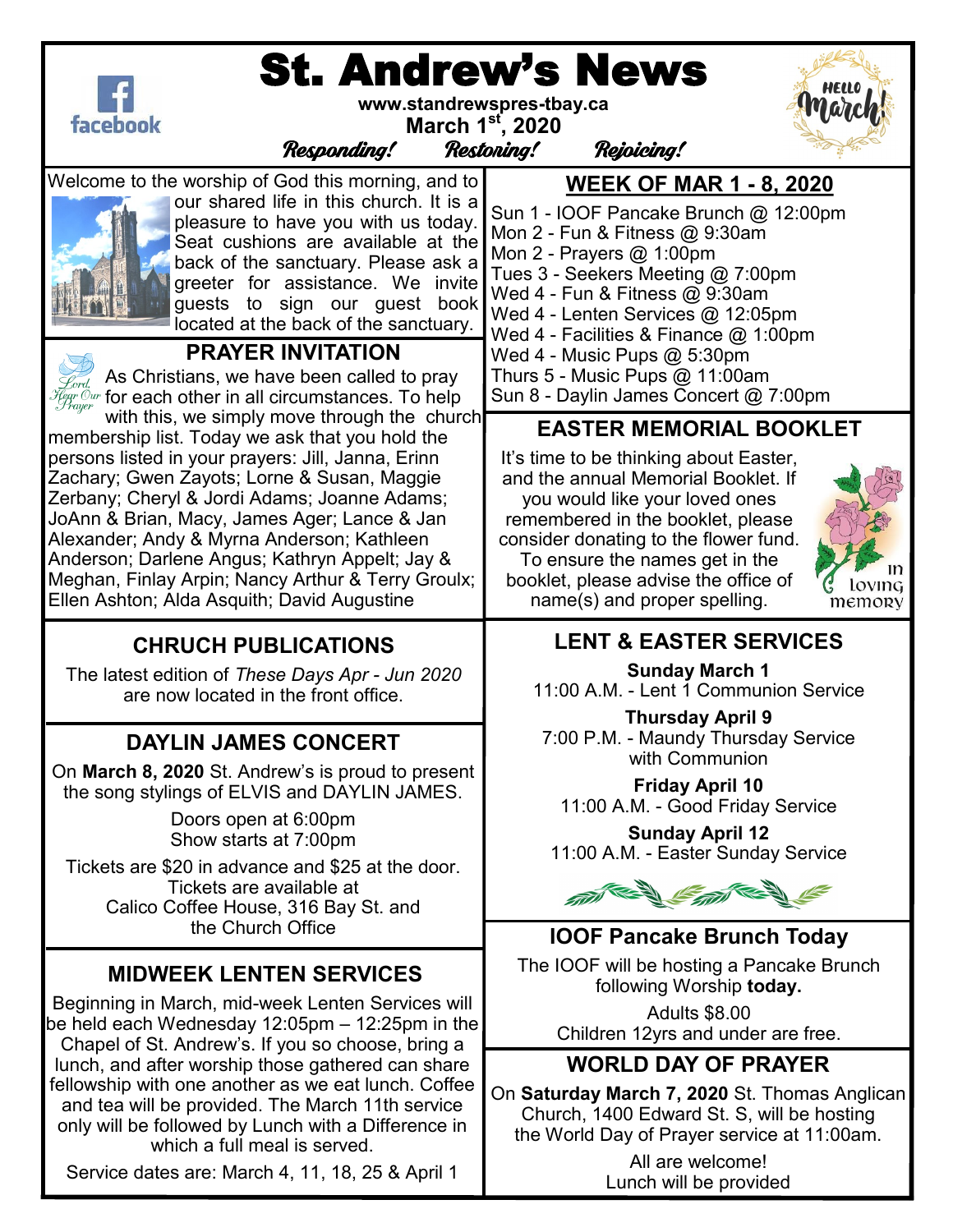# St. Andrew's News

www.standrewspres-tbay.ca

March 1st, 2020

*Responding! Restoring! Rejoicing!*

Welcome to the worship of God this morning, and to our shared life in this church. It is a pleasure to have you with us today. Seat cushions are available at the back of the sanctuary. Please ask a greeter for assistance. We invite guests to sign our guest book located at the back of the sanctuary.

## PRAYER INVITATION

As Christians, we have been called to pray for each other in all circumstances. To help with this, we simply move through the church membership list. Today we ask that you hold the persons listed in your prayers: Jill, Janna, Erinn Zachary; Gwen Zayots; Lorne & Susan, Maggie Zerbany; Cheryl & Jordi Adams; Joanne Adams; JoAnn & Brian, Macy, James Ager; Lance & Jan Alexander; Andy & Myrna Anderson; Kathleen Anderson; Darlene Angus; Kathryn Appelt; Jay & Meghan, Finlay Arpin; Nancy Arthur & Terry Groulx; Ellen Ashton; Alda Asquith; David Augustine

## CHRUCH PUBLICATIONS

The latest edition of *These Days Apr - Jun 2020* are now located in the front office.

## DAYLIN JAMES CONCERT

On **March 8, 2020** St. Andrew's is proud to present the song stylings of ELVIS and DAYLIN JAMES.

Doors open at 6:00pm
Show starts at 7:00pm

Tickets are $20 in advance and $25 at the door. Tickets are available at Calico Coffee House, 316 Bay St. and the Church Office

## MIDWEEK LENTEN SERVICES

Beginning in March, mid-week Lenten Services will be held each Wednesday 12:05pm – 12:25pm in the Chapel of St. Andrew's. If you so choose, bring a lunch, and after worship those gathered can share fellowship with one another as we eat lunch. Coffee and tea will be provided. The March 11th service only will be followed by Lunch with a Difference in which a full meal is served.

Service dates are: March 4, 11, 18, 25 & April 1

## WEEK OF MAR 1 - 8, 2020

- Sun 1 - IOOF Pancake Brunch @ 12:00pm
- Mon 2 - Fun & Fitness @ 9:30am
- Mon 2 - Prayers @ 1:00pm
- Tues 3 - Seekers Meeting @ 7:00pm
- Wed 4 - Fun & Fitness @ 9:30am
- Wed 4 - Lenten Services @ 12:05pm
- Wed 4 - Facilities & Finance @ 1:00pm
- Wed 4 - Music Pups @ 5:30pm
- Thurs 5 - Music Pups @ 11:00am
- Sun 8 - Daylin James Concert @ 7:00pm

## EASTER MEMORIAL BOOKLET

It's time to be thinking about Easter, and the annual Memorial Booklet. If you would like your loved ones remembered in the booklet, please consider donating to the flower fund. To ensure the names get in the booklet, please advise the office of name(s) and proper spelling.

## LENT & EASTER SERVICES

**Sunday March 1**
11:00 A.M. - Lent 1 Communion Service

**Thursday April 9**
7:00 P.M. - Maundy Thursday Service with Communion

**Friday April 10**
11:00 A.M. - Good Friday Service

**Sunday April 12**
11:00 A.M. - Easter Sunday Service

## IOOF Pancake Brunch Today

The IOOF will be hosting a Pancake Brunch following Worship **today.**

Adults $8.00
Children 12yrs and under are free.

## WORLD DAY OF PRAYER

On **Saturday March 7, 2020** St. Thomas Anglican Church, 1400 Edward St. S, will be hosting the World Day of Prayer service at 11:00am.

All are welcome!
Lunch will be provided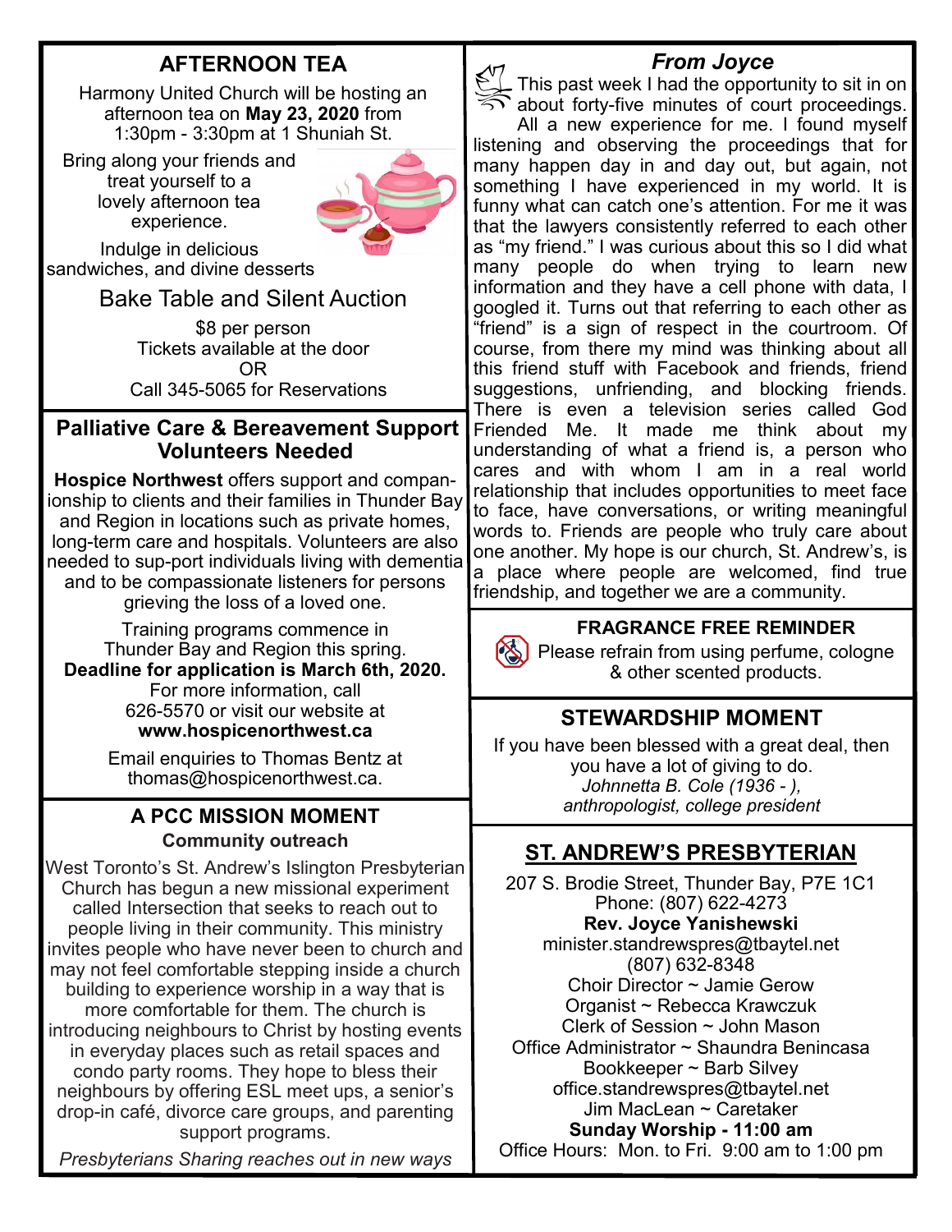## AFTERNOON TEA

Harmony United Church will be hosting an afternoon tea on **May 23, 2020** from 1:30pm - 3:30pm at 1 Shuniah St.

Bring along your friends and treat yourself to a lovely afternoon tea experience.

Indulge in delicious sandwiches, and divine desserts

Bake Table and Silent Auction

$8 per person
Tickets available at the door
OR
Call 345-5065 for Reservations

## Palliative Care & Bereavement Support Volunteers Needed

**Hospice Northwest** offers support and companionship to clients and their families in Thunder Bay and Region in locations such as private homes, long-term care and hospitals. Volunteers are also needed to sup-port individuals living with dementia and to be compassionate listeners for persons grieving the loss of a loved one.

Training programs commence in Thunder Bay and Region this spring.
**Deadline for application is March 6th, 2020.**
For more information, call 626-5570 or visit our website at
**www.hospicenorthwest.ca**

Email enquiries to Thomas Bentz at thomas@hospicenorthwest.ca.

## A PCC MISSION MOMENT

**Community outreach**

West Toronto's St. Andrew's Islington Presbyterian Church has begun a new missional experiment called Intersection that seeks to reach out to people living in their community. This ministry invites people who have never been to church and may not feel comfortable stepping inside a church building to experience worship in a way that is more comfortable for them. The church is introducing neighbours to Christ by hosting events in everyday places such as retail spaces and condo party rooms. They hope to bless their neighbours by offering ESL meet ups, a senior's drop-in café, divorce care groups, and parenting support programs.

*Presbyterians Sharing reaches out in new ways*

## *From Joyce*

This past week I had the opportunity to sit in on about forty-five minutes of court proceedings. All a new experience for me. I found myself listening and observing the proceedings that for many happen day in and day out, but again, not something I have experienced in my world. It is funny what can catch one's attention. For me it was that the lawyers consistently referred to each other as "my friend." I was curious about this so I did what many people do when trying to learn new information and they have a cell phone with data, I googled it. Turns out that referring to each other as "friend" is a sign of respect in the courtroom. Of course, from there my mind was thinking about all this friend stuff with Facebook and friends, friend suggestions, unfriending, and blocking friends. There is even a television series called God Friended Me. It made me think about my understanding of what a friend is, a person who cares and with whom I am in a real world relationship that includes opportunities to meet face to face, have conversations, or writing meaningful words to. Friends are people who truly care about one another. My hope is our church, St. Andrew's, is a place where people are welcomed, find true friendship, and together we are a community.

## FRAGRANCE FREE REMINDER

Please refrain from using perfume, cologne & other scented products.

## STEWARDSHIP MOMENT

If you have been blessed with a great deal, then you have a lot of giving to do.
*Johnnetta B. Cole (1936 - ), anthropologist, college president*

## ST. ANDREW'S PRESBYTERIAN

207 S. Brodie Street, Thunder Bay, P7E 1C1
Phone: (807) 622-4273
**Rev. Joyce Yanishewski**
minister.standrewspres@tbaytel.net
(807) 632-8348
Choir Director ~ Jamie Gerow
Organist ~ Rebecca Krawczuk
Clerk of Session ~ John Mason
Office Administrator ~ Shaundra Benincasa
Bookkeeper ~ Barb Silvey
office.standrewspres@tbaytel.net
Jim MacLean ~ Caretaker
**Sunday Worship - 11:00 am**
Office Hours: Mon. to Fri. 9:00 am to 1:00 pm